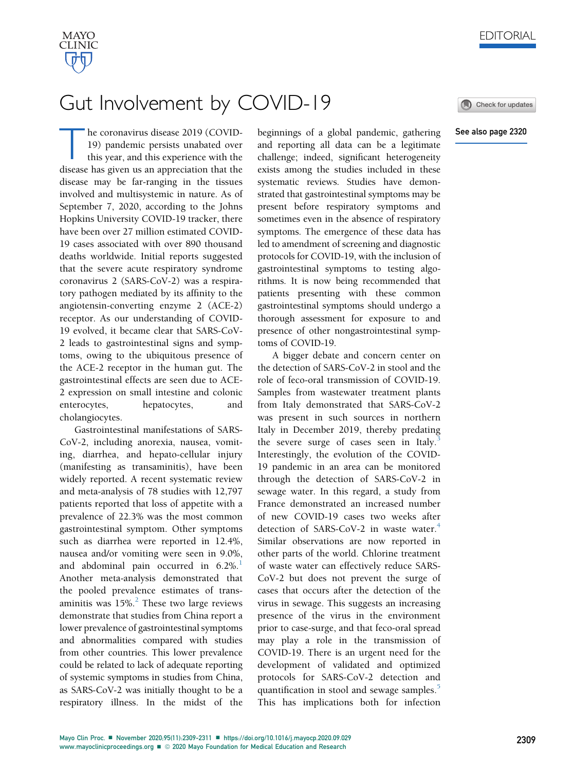EDITORIAL

# Gut Involvement by COVID-19

See also page 2320

The coronavirus disease 2019 (COVID-19) pandemic persists unabated over this year, and this experience with the disease has given us an appreciation that the disease may be far-ranging in the tissues involved and multisystemic in nature. As of September 7, 2020, according to the Johns Hopkins University COVID-19 tracker, there have been over 27 million estimated COVID-19 cases associated with over 890 thousand deaths worldwide. Initial reports suggested that the severe acute respiratory syndrome coronavirus 2 (SARS-CoV-2) was a respiratory pathogen mediated by its affinity to the angiotensin-converting enzyme 2 (ACE-2) receptor. As our understanding of COVID-19 evolved, it became clear that SARS-CoV-2 leads to gastrointestinal signs and symptoms, owing to the ubiquitous presence of the ACE-2 receptor in the human gut. The gastrointestinal effects are seen due to ACE-2 expression on small intestine and colonic enterocytes, hepatocytes, and cholangiocytes.

Gastrointestinal manifestations of SARS-CoV-2, including anorexia, nausea, vomiting, diarrhea, and hepato-cellular injury (manifesting as transaminitis), have been widely reported. A recent systematic review and meta-analysis of 78 studies with 12,797 patients reported that loss of appetite with a prevalence of 22.3% was the most common gastrointestinal symptom. Other symptoms such as diarrhea were reported in 12.4%, nausea and/or vomiting were seen in 9.0%, and abdominal pain occurred in 6.2%.[1] Another meta-analysis demonstrated that the pooled prevalence estimates of transaminitis was 15%.[2] These two large reviews demonstrate that studies from China report a lower prevalence of gastrointestinal symptoms and abnormalities compared with studies from other countries. This lower prevalence could be related to lack of adequate reporting of systemic symptoms in studies from China, as SARS-CoV-2 was initially thought to be a respiratory illness. In the midst of the beginnings of a global pandemic, gathering and reporting all data can be a legitimate challenge; indeed, significant heterogeneity exists among the studies included in these systematic reviews. Studies have demonstrated that gastrointestinal symptoms may be present before respiratory symptoms and sometimes even in the absence of respiratory symptoms. The emergence of these data has led to amendment of screening and diagnostic protocols for COVID-19, with the inclusion of gastrointestinal symptoms to testing algorithms. It is now being recommended that patients presenting with these common gastrointestinal symptoms should undergo a thorough assessment for exposure to and presence of other nongastrointestinal symptoms of COVID-19.

A bigger debate and concern center on the detection of SARS-CoV-2 in stool and the role of feco-oral transmission of COVID-19. Samples from wastewater treatment plants from Italy demonstrated that SARS-CoV-2 was present in such sources in northern Italy in December 2019, thereby predating the severe surge of cases seen in Italy.[3] Interestingly, the evolution of the COVID-19 pandemic in an area can be monitored through the detection of SARS-CoV-2 in sewage water. In this regard, a study from France demonstrated an increased number of new COVID-19 cases two weeks after detection of SARS-CoV-2 in waste water.[4] Similar observations are now reported in other parts of the world. Chlorine treatment of waste water can effectively reduce SARS-CoV-2 but does not prevent the surge of cases that occurs after the detection of the virus in sewage. This suggests an increasing presence of the virus in the environment prior to case-surge, and that feco-oral spread may play a role in the transmission of COVID-19. There is an urgent need for the development of validated and optimized protocols for SARS-CoV-2 detection and quantification in stool and sewage samples.[5] This has implications both for infection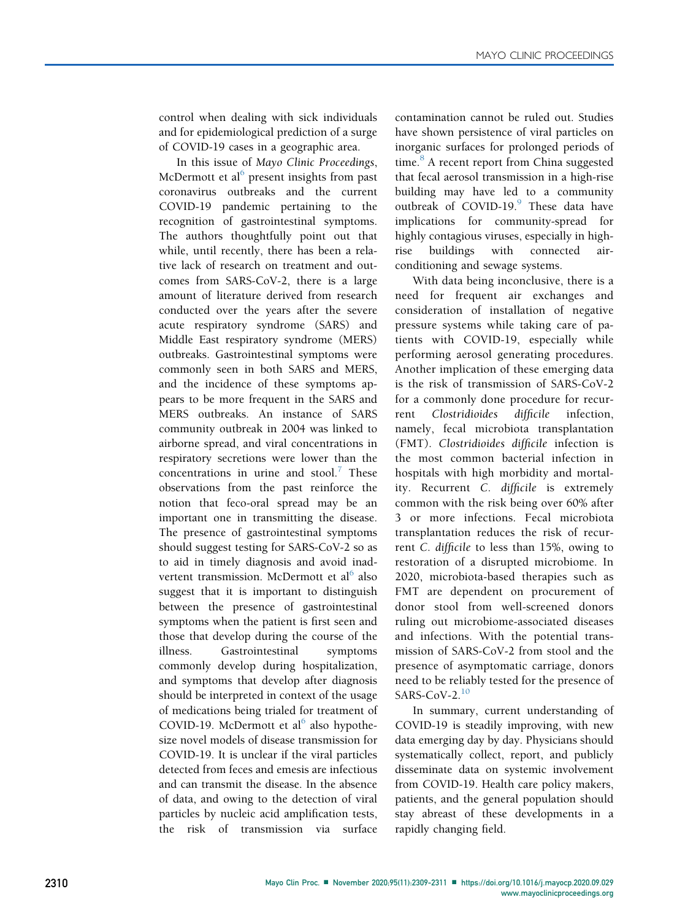control when dealing with sick individuals and for epidemiological prediction of a surge of COVID-19 cases in a geographic area.

In this issue of *Mayo Clinic Proceedings*, McDermott et al[6] present insights from past coronavirus outbreaks and the current COVID-19 pandemic pertaining to the recognition of gastrointestinal symptoms. The authors thoughtfully point out that while, until recently, there has been a relative lack of research on treatment and outcomes from SARS-CoV-2, there is a large amount of literature derived from research conducted over the years after the severe acute respiratory syndrome (SARS) and Middle East respiratory syndrome (MERS) outbreaks. Gastrointestinal symptoms were commonly seen in both SARS and MERS, and the incidence of these symptoms appears to be more frequent in the SARS and MERS outbreaks. An instance of SARS community outbreak in 2004 was linked to airborne spread, and viral concentrations in respiratory secretions were lower than the concentrations in urine and stool.[7] These observations from the past reinforce the notion that feco-oral spread may be an important one in transmitting the disease. The presence of gastrointestinal symptoms should suggest testing for SARS-CoV-2 so as to aid in timely diagnosis and avoid inadvertent transmission. McDermott et al[6] also suggest that it is important to distinguish between the presence of gastrointestinal symptoms when the patient is first seen and those that develop during the course of the illness. Gastrointestinal symptoms commonly develop during hospitalization, and symptoms that develop after diagnosis should be interpreted in context of the usage of medications being trialed for treatment of COVID-19. McDermott et al[6] also hypothesize novel models of disease transmission for COVID-19. It is unclear if the viral particles detected from feces and emesis are infectious and can transmit the disease. In the absence of data, and owing to the detection of viral particles by nucleic acid amplification tests, the risk of transmission via surface contamination cannot be ruled out. Studies have shown persistence of viral particles on inorganic surfaces for prolonged periods of time.[8] A recent report from China suggested that fecal aerosol transmission in a high-rise building may have led to a community outbreak of COVID-19.[9] These data have implications for community-spread for highly contagious viruses, especially in high-rise buildings with connected air-conditioning and sewage systems.

With data being inconclusive, there is a need for frequent air exchanges and consideration of installation of negative pressure systems while taking care of patients with COVID-19, especially while performing aerosol generating procedures. Another implication of these emerging data is the risk of transmission of SARS-CoV-2 for a commonly done procedure for recurrent *Clostridioides difficile* infection, namely, fecal microbiota transplantation (FMT). *Clostridioides difficile* infection is the most common bacterial infection in hospitals with high morbidity and mortality. Recurrent *C. difficile* is extremely common with the risk being over 60% after 3 or more infections. Fecal microbiota transplantation reduces the risk of recurrent *C. difficile* to less than 15%, owing to restoration of a disrupted microbiome. In 2020, microbiota-based therapies such as FMT are dependent on procurement of donor stool from well-screened donors ruling out microbiome-associated diseases and infections. With the potential transmission of SARS-CoV-2 from stool and the presence of asymptomatic carriage, donors need to be reliably tested for the presence of SARS-CoV-2.[10]

In summary, current understanding of COVID-19 is steadily improving, with new data emerging day by day. Physicians should systematically collect, report, and publicly disseminate data on systemic involvement from COVID-19. Health care policy makers, patients, and the general population should stay abreast of these developments in a rapidly changing field.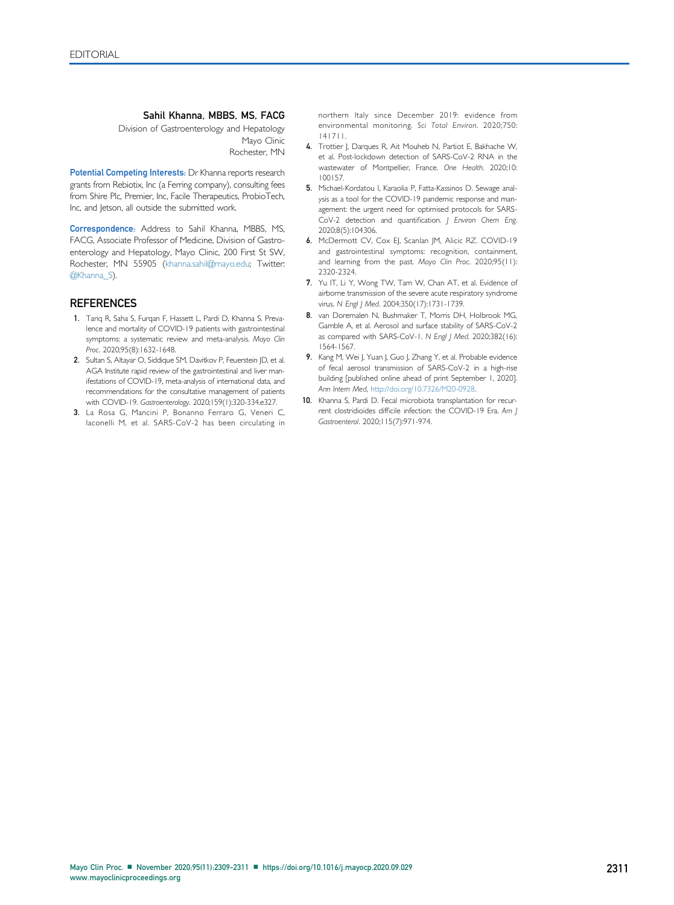**Sahil Khanna, MBBS, MS, FACG**
Division of Gastroenterology and Hepatology
Mayo Clinic
Rochester, MN

**Potential Competing Interests:** Dr Khanna reports research grants from Rebiotix, Inc (a Ferring company), consulting fees from Shire Plc, Premier, Inc, Facile Therapeutics, ProbioTech, Inc, and Jetson, all outside the submitted work.

**Correspondence:** Address to Sahil Khanna, MBBS, MS, FACG, Associate Professor of Medicine, Division of Gastroenterology and Hepatology, Mayo Clinic, 200 First St SW, Rochester, MN 55905 (khanna.sahil@mayo.edu; Twitter: @Khanna_S).

## REFERENCES

1. Tariq R, Saha S, Furqan F, Hassett L, Pardi D, Khanna S. Prevalence and mortality of COVID-19 patients with gastrointestinal symptoms: a systematic review and meta-analysis. *Mayo Clin Proc.* 2020;95(8):1632-1648.
2. Sultan S, Altayar O, Siddique SM, Davitkov P, Feuerstein JD, et al. AGA Institute rapid review of the gastrointestinal and liver manifestations of COVID-19, meta-analysis of international data, and recommendations for the consultative management of patients with COVID-19. *Gastroenterology.* 2020;159(1):320-334.e327.
3. La Rosa G, Mancini P, Bonanno Ferraro G, Veneri C, Iaconelli M, et al. SARS-CoV-2 has been circulating in northern Italy since December 2019: evidence from environmental monitoring. *Sci Total Environ.* 2020;750:141711.
4. Trottier J, Darques R, Ait Mouheb N, Partiot E, Bakhache W, et al. Post-lockdown detection of SARS-CoV-2 RNA in the wastewater of Montpellier, France. *One Health.* 2020;10:100157.
5. Michael-Kordatou I, Karaolia P, Fatta-Kassinos D. Sewage analysis as a tool for the COVID-19 pandemic response and management: the urgent need for optimised protocols for SARS-CoV-2 detection and quantification. *J Environ Chem Eng.* 2020;8(5):104306.
6. McDermott CV, Cox EJ, Scanlan JM, Alicic RZ. COVID-19 and gastrointestinal symptoms: recognition, containment, and learning from the past. *Mayo Clin Proc.* 2020;95(11):2320-2324.
7. Yu IT, Li Y, Wong TW, Tam W, Chan AT, et al. Evidence of airborne transmission of the severe acute respiratory syndrome virus. *N Engl J Med.* 2004;350(17):1731-1739.
8. van Doremalen N, Bushmaker T, Morris DH, Holbrook MG, Gamble A, et al. Aerosol and surface stability of SARS-CoV-2 as compared with SARS-CoV-1. *N Engl J Med.* 2020;382(16):1564-1567.
9. Kang M, Wei J, Yuan J, Guo J, Zhang Y, et al. Probable evidence of fecal aerosol transmission of SARS-CoV-2 in a high-rise building [published online ahead of print September 1, 2020]. *Ann Intern Med*, http://doi.org/10.7326/M20-0928.
10. Khanna S, Pardi D. Fecal microbiota transplantation for recurrent clostridioides difficile infection: the COVID-19 Era. *Am J Gastroenterol.* 2020;115(7):971-974.